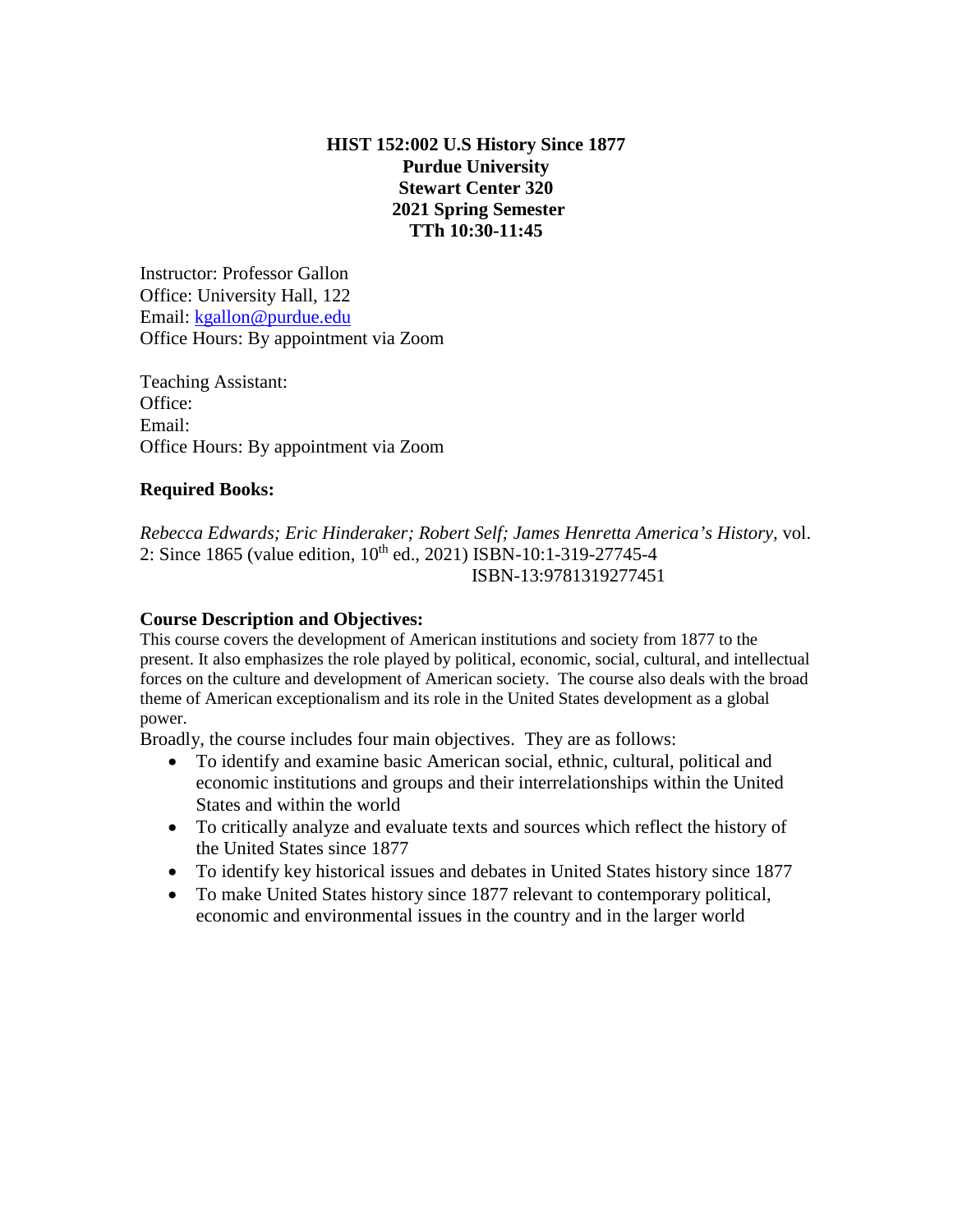**HIST 152:002 U.S History Since 1877**
**Purdue University**
**Stewart Center 320**
**2021 Spring Semester**
**TTh 10:30-11:45**

Instructor: Professor Gallon
Office: University Hall, 122
Email: kgallon@purdue.edu
Office Hours: By appointment via Zoom

Teaching Assistant:
Office:
Email:
Office Hours: By appointment via Zoom

### Required Books:

*Rebecca Edwards; Eric Hinderaker; Robert Self; James Henretta America's History*, vol. 2: Since 1865 (value edition, 10th ed., 2021) ISBN-10:1-319-27745-4
ISBN-13:9781319277451

### Course Description and Objectives:

This course covers the development of American institutions and society from 1877 to the present. It also emphasizes the role played by political, economic, social, cultural, and intellectual forces on the culture and development of American society. The course also deals with the broad theme of American exceptionalism and its role in the United States development as a global power.

Broadly, the course includes four main objectives. They are as follows:

- To identify and examine basic American social, ethnic, cultural, political and economic institutions and groups and their interrelationships within the United States and within the world
- To critically analyze and evaluate texts and sources which reflect the history of the United States since 1877
- To identify key historical issues and debates in United States history since 1877
- To make United States history since 1877 relevant to contemporary political, economic and environmental issues in the country and in the larger world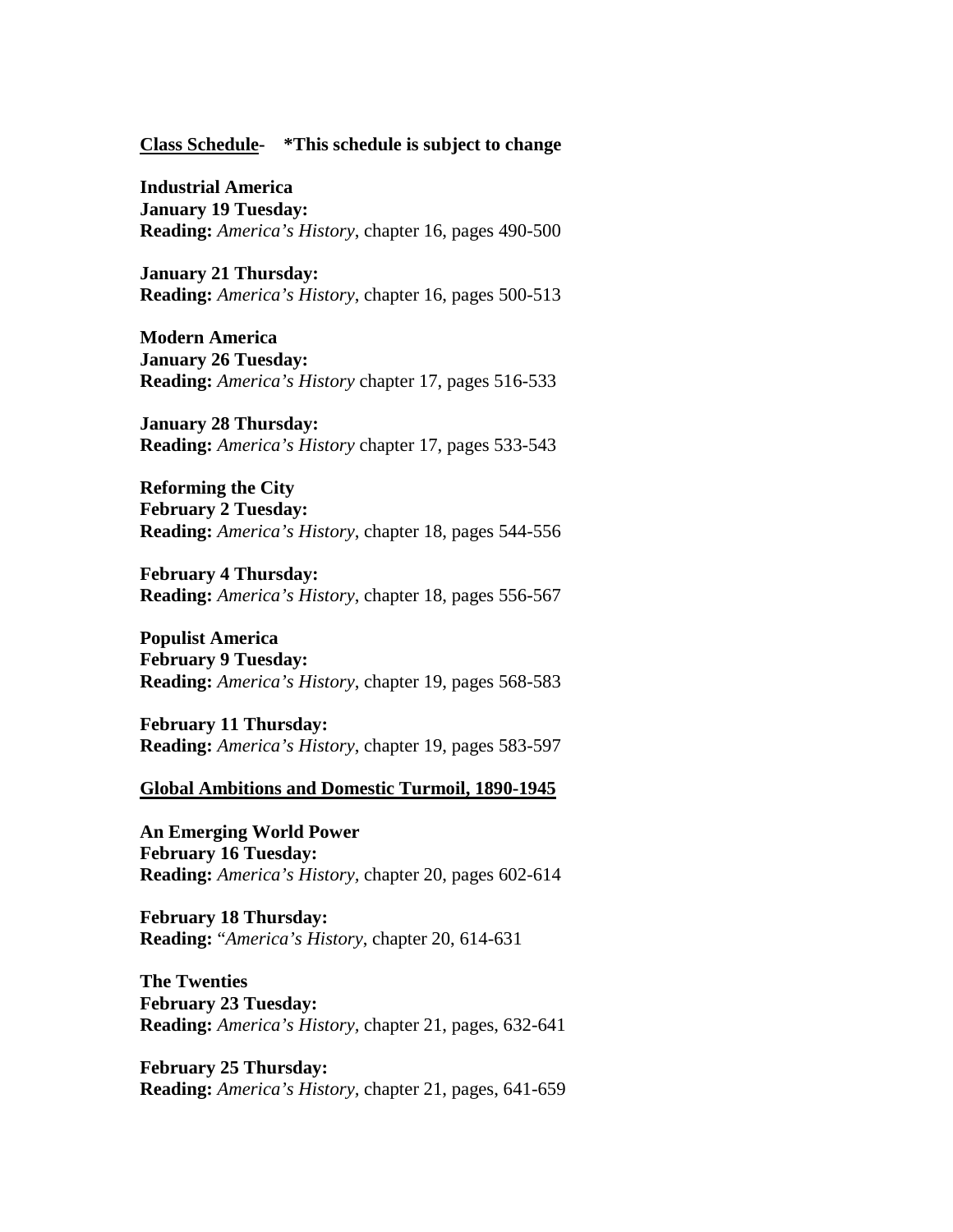**<u>Class Schedule</u>- \*This schedule is subject to change**

**Industrial America**
**January 19 Tuesday:**
**Reading:** *America's History*, chapter 16, pages 490-500

**January 21 Thursday:**
**Reading:** *America's History*, chapter 16, pages 500-513

**Modern America**
**January 26 Tuesday:**
**Reading:** *America's History* chapter 17, pages 516-533

**January 28 Thursday:**
**Reading:** *America's History* chapter 17, pages 533-543

**Reforming the City**
**February 2 Tuesday:**
**Reading:** *America's History*, chapter 18, pages 544-556

**February 4 Thursday:**
**Reading:** *America's History*, chapter 18, pages 556-567

**Populist America**
**February 9 Tuesday:**
**Reading:** *America's History*, chapter 19, pages 568-583

**February 11 Thursday:**
**Reading:** *America's History*, chapter 19, pages 583-597

**<u>Global Ambitions and Domestic Turmoil, 1890-1945</u>**

**An Emerging World Power**
**February 16 Tuesday:**
**Reading:** *America's History*, chapter 20, pages 602-614

**February 18 Thursday:**
**Reading:** "*America's History*, chapter 20, 614-631

**The Twenties**
**February 23 Tuesday:**
**Reading:** *America's History*, chapter 21, pages, 632-641

**February 25 Thursday:**
**Reading:** *America's History*, chapter 21, pages, 641-659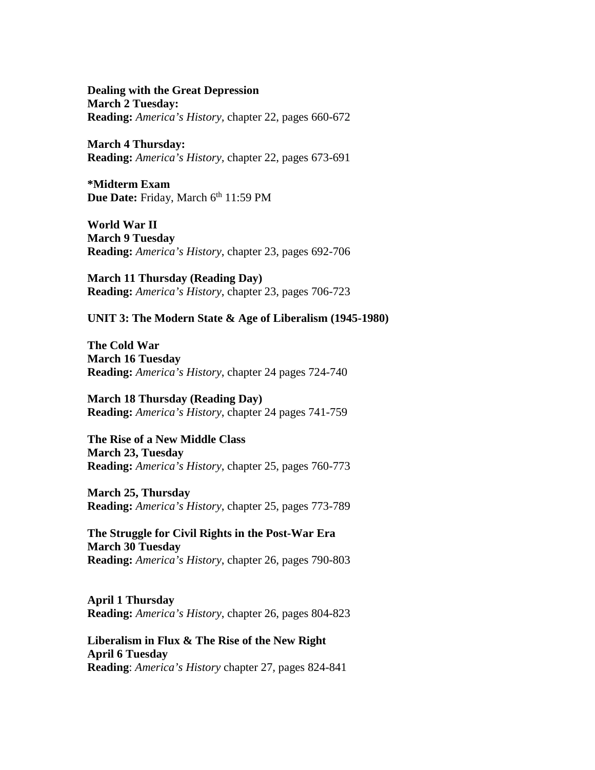**Dealing with the Great Depression**
**March 2 Tuesday:**
**Reading:** *America's History*, chapter 22, pages 660-672

**March 4 Thursday:**
**Reading:** *America's History*, chapter 22, pages 673-691

**\*Midterm Exam**
**Due Date:** Friday, March 6th 11:59 PM

**World War II**
**March 9 Tuesday**
**Reading:** *America's History*, chapter 23, pages 692-706

**March 11 Thursday (Reading Day)**
**Reading:** *America's History*, chapter 23, pages 706-723

**UNIT 3: The Modern State & Age of Liberalism (1945-1980)**

**The Cold War**
**March 16 Tuesday**
**Reading:** *America's History*, chapter 24 pages 724-740

**March 18 Thursday (Reading Day)**
**Reading:** *America's History*, chapter 24 pages 741-759

**The Rise of a New Middle Class**
**March 23, Tuesday**
**Reading:** *America's History*, chapter 25, pages 760-773

**March 25, Thursday**
**Reading:** *America's History*, chapter 25, pages 773-789

**The Struggle for Civil Rights in the Post-War Era**
**March 30 Tuesday**
**Reading:** *America's History*, chapter 26, pages 790-803

**April 1 Thursday**
**Reading:** *America's History*, chapter 26, pages 804-823

**Liberalism in Flux & The Rise of the New Right**
**April 6 Tuesday**
**Reading**: *America's History* chapter 27, pages 824-841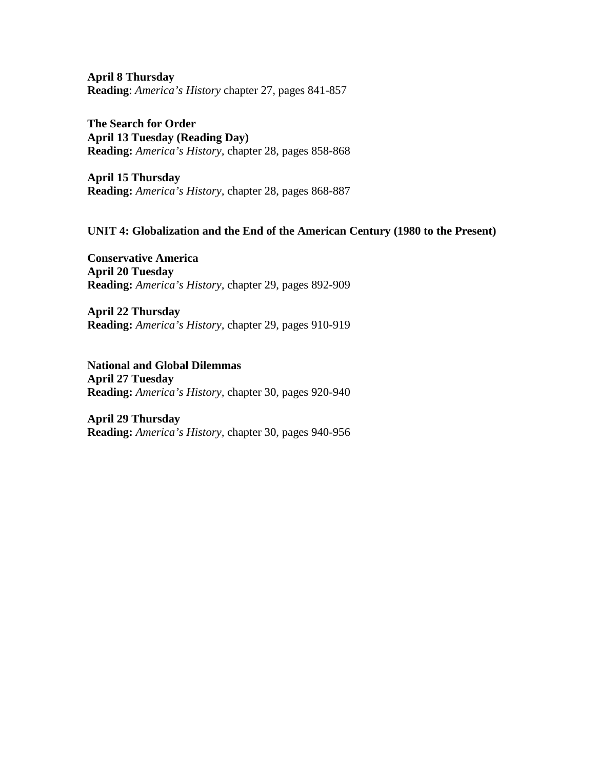**April 8 Thursday**
**Reading**: *America's History* chapter 27, pages 841-857

**The Search for Order**
**April 13 Tuesday (Reading Day)**
**Reading:** *America's History*, chapter 28, pages 858-868

**April 15 Thursday**
**Reading:** *America's History*, chapter 28, pages 868-887

**UNIT 4: Globalization and the End of the American Century (1980 to the Present)**

**Conservative America**
**April 20 Tuesday**
**Reading:** *America's History*, chapter 29, pages 892-909

**April 22 Thursday**
**Reading:** *America's History*, chapter 29, pages 910-919

**National and Global Dilemmas**
**April 27 Tuesday**
**Reading:** *America's History*, chapter 30, pages 920-940

**April 29 Thursday**
**Reading:** *America's History*, chapter 30, pages 940-956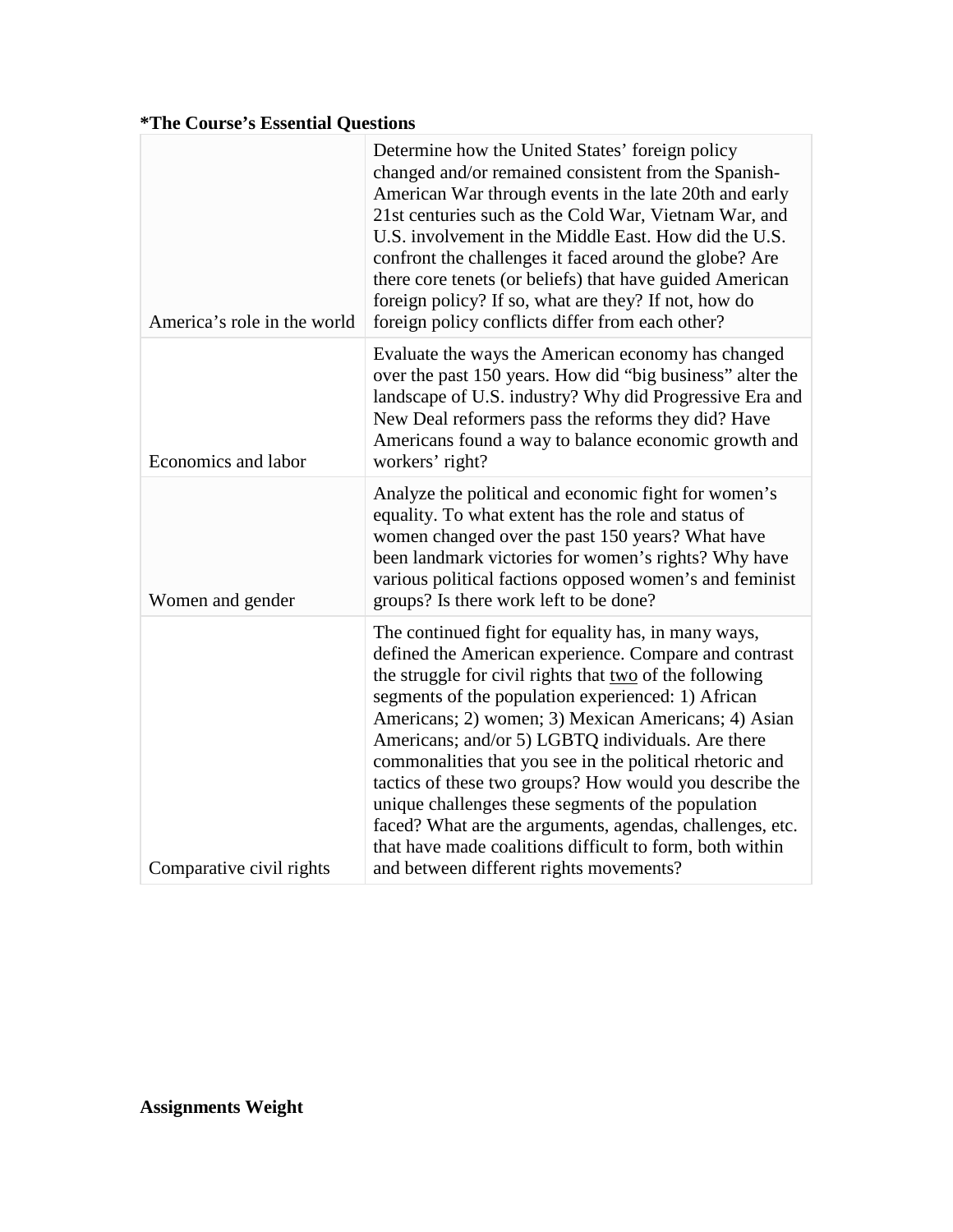**\*The Course's Essential Questions**

| | |
|---|---|
| America's role in the world | Determine how the United States' foreign policy changed and/or remained consistent from the Spanish-American War through events in the late 20th and early 21st centuries such as the Cold War, Vietnam War, and U.S. involvement in the Middle East. How did the U.S. confront the challenges it faced around the globe? Are there core tenets (or beliefs) that have guided American foreign policy? If so, what are they? If not, how do foreign policy conflicts differ from each other? |
| Economics and labor | Evaluate the ways the American economy has changed over the past 150 years. How did "big business" alter the landscape of U.S. industry? Why did Progressive Era and New Deal reformers pass the reforms they did? Have Americans found a way to balance economic growth and workers' right? |
| Women and gender | Analyze the political and economic fight for women's equality. To what extent has the role and status of women changed over the past 150 years? What have been landmark victories for women's rights? Why have various political factions opposed women's and feminist groups? Is there work left to be done? |
| Comparative civil rights | The continued fight for equality has, in many ways, defined the American experience. Compare and contrast the struggle for civil rights that <u>two</u> of the following segments of the population experienced: 1) African Americans; 2) women; 3) Mexican Americans; 4) Asian Americans; and/or 5) LGBTQ individuals. Are there commonalities that you see in the political rhetoric and tactics of these two groups? How would you describe the unique challenges these segments of the population faced? What are the arguments, agendas, challenges, etc. that have made coalitions difficult to form, both within and between different rights movements? |

**Assignments Weight**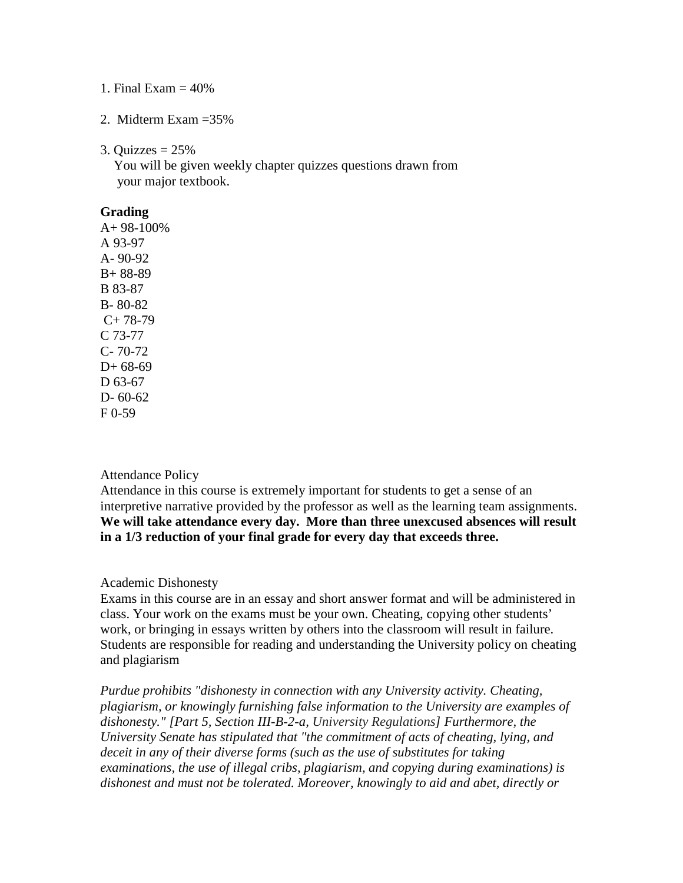1. Final Exam = 40%

2. Midterm Exam =35%

3. Quizzes = 25%
   You will be given weekly chapter quizzes questions drawn from your major textbook.

**Grading**

A+ 98-100%
A 93-97
A- 90-92
B+ 88-89
B 83-87
B- 80-82
C+ 78-79
C 73-77
C- 70-72
D+ 68-69
D 63-67
D- 60-62
F 0-59

Attendance Policy

Attendance in this course is extremely important for students to get a sense of an interpretive narrative provided by the professor as well as the learning team assignments. **We will take attendance every day. More than three unexcused absences will result in a 1/3 reduction of your final grade for every day that exceeds three.**

Academic Dishonesty

Exams in this course are in an essay and short answer format and will be administered in class. Your work on the exams must be your own. Cheating, copying other students' work, or bringing in essays written by others into the classroom will result in failure. Students are responsible for reading and understanding the University policy on cheating and plagiarism

*Purdue prohibits "dishonesty in connection with any University activity. Cheating, plagiarism, or knowingly furnishing false information to the University are examples of dishonesty." [Part 5, Section III-B-2-a, University Regulations] Furthermore, the University Senate has stipulated that "the commitment of acts of cheating, lying, and deceit in any of their diverse forms (such as the use of substitutes for taking examinations, the use of illegal cribs, plagiarism, and copying during examinations) is dishonest and must not be tolerated. Moreover, knowingly to aid and abet, directly or*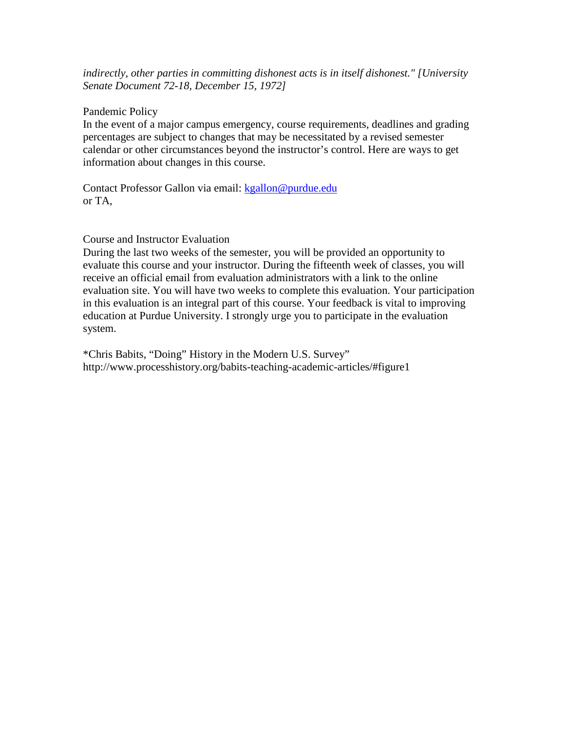*indirectly, other parties in committing dishonest acts is in itself dishonest." [University Senate Document 72-18, December 15, 1972]*

Pandemic Policy

In the event of a major campus emergency, course requirements, deadlines and grading percentages are subject to changes that may be necessitated by a revised semester calendar or other circumstances beyond the instructor's control. Here are ways to get information about changes in this course.

Contact Professor Gallon via email: kgallon@purdue.edu
or TA,

Course and Instructor Evaluation

During the last two weeks of the semester, you will be provided an opportunity to evaluate this course and your instructor. During the fifteenth week of classes, you will receive an official email from evaluation administrators with a link to the online evaluation site. You will have two weeks to complete this evaluation. Your participation in this evaluation is an integral part of this course. Your feedback is vital to improving education at Purdue University. I strongly urge you to participate in the evaluation system.

*Chris Babits, "Doing" History in the Modern U.S. Survey"
http://www.processhistory.org/babits-teaching-academic-articles/#figure1